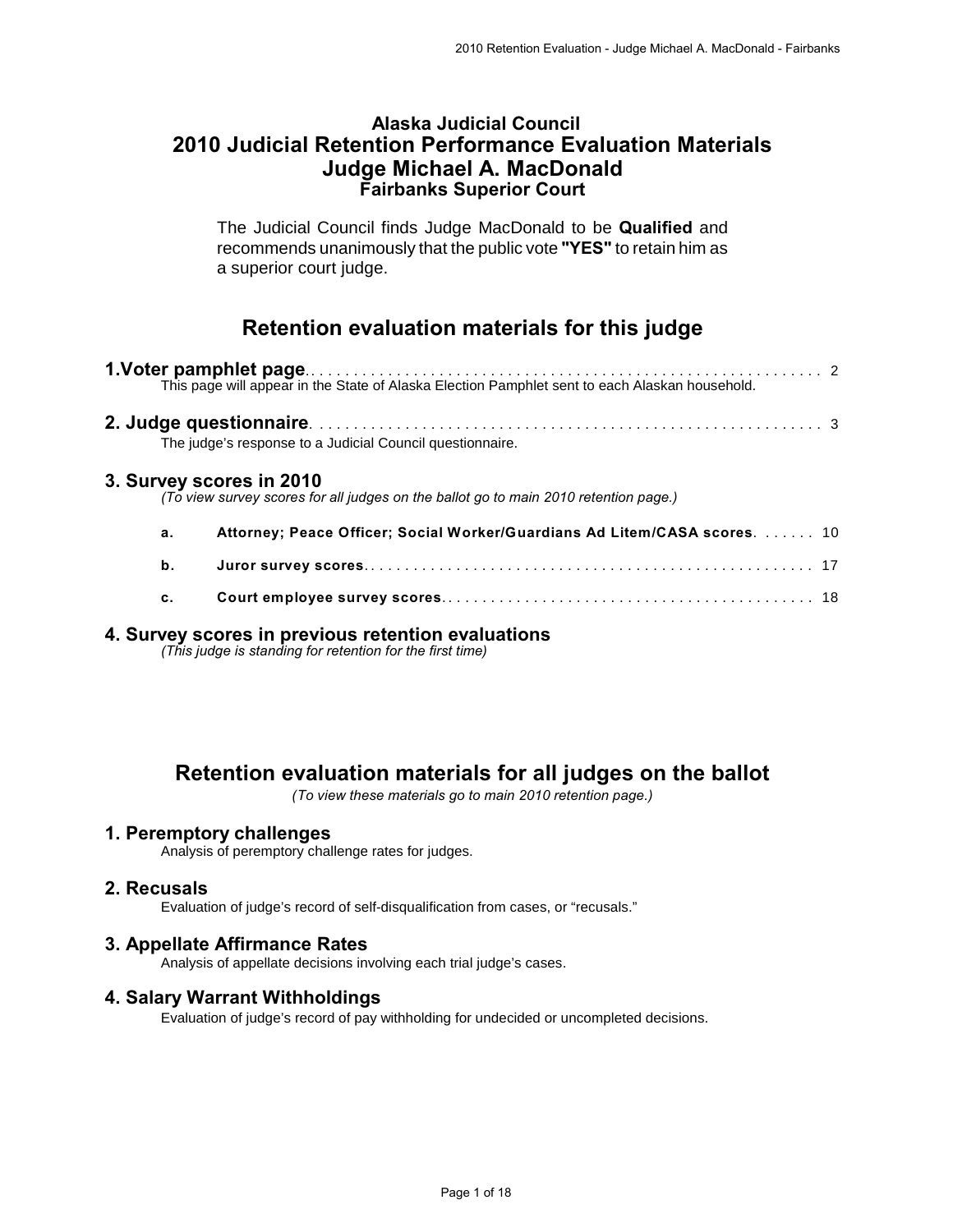# Alaska Judicial Council
# 2010 Judicial Retention Performance Evaluation Materials
# Judge Michael A. MacDonald
### Fairbanks Superior Court

The Judicial Council finds Judge MacDonald to be **Qualified** and recommends unanimously that the public vote **"YES"** to retain him as a superior court judge.

## Retention evaluation materials for this judge

**1. Voter pamphlet page** . . . . . . . . . . . . . . . . . . . . . . . . . . . . . . . . . . . . . . . . . . . . . . . . . . . . . . . . . . . 2
This page will appear in the State of Alaska Election Pamphlet sent to each Alaskan household.

**2. Judge questionnaire** . . . . . . . . . . . . . . . . . . . . . . . . . . . . . . . . . . . . . . . . . . . . . . . . . . . . . . . . . . . 3
The judge's response to a Judicial Council questionnaire.

**3. Survey scores in 2010**
*(To view survey scores for all judges on the ballot go to main 2010 retention page.)*

- **a. Attorney; Peace Officer; Social Worker/Guardians Ad Litem/CASA scores** . . . . . . 10
- **b. Juror survey scores** . . . . . . . . . . . . . . . . . . . . . . . . . . . . . . . . . . . . . . . . . . . . . . . . . . . . 17
- **c. Court employee survey scores** . . . . . . . . . . . . . . . . . . . . . . . . . . . . . . . . . . . . . . . . . . . 18

**4. Survey scores in previous retention evaluations**
*(This judge is standing for retention for the first time)*

## Retention evaluation materials for all judges on the ballot

*(To view these materials go to main 2010 retention page.)*

**1. Peremptory challenges**
Analysis of peremptory challenge rates for judges.

**2. Recusals**
Evaluation of judge's record of self-disqualification from cases, or "recusals."

**3. Appellate Affirmance Rates**
Analysis of appellate decisions involving each trial judge's cases.

**4. Salary Warrant Withholdings**
Evaluation of judge's record of pay withholding for undecided or uncompleted decisions.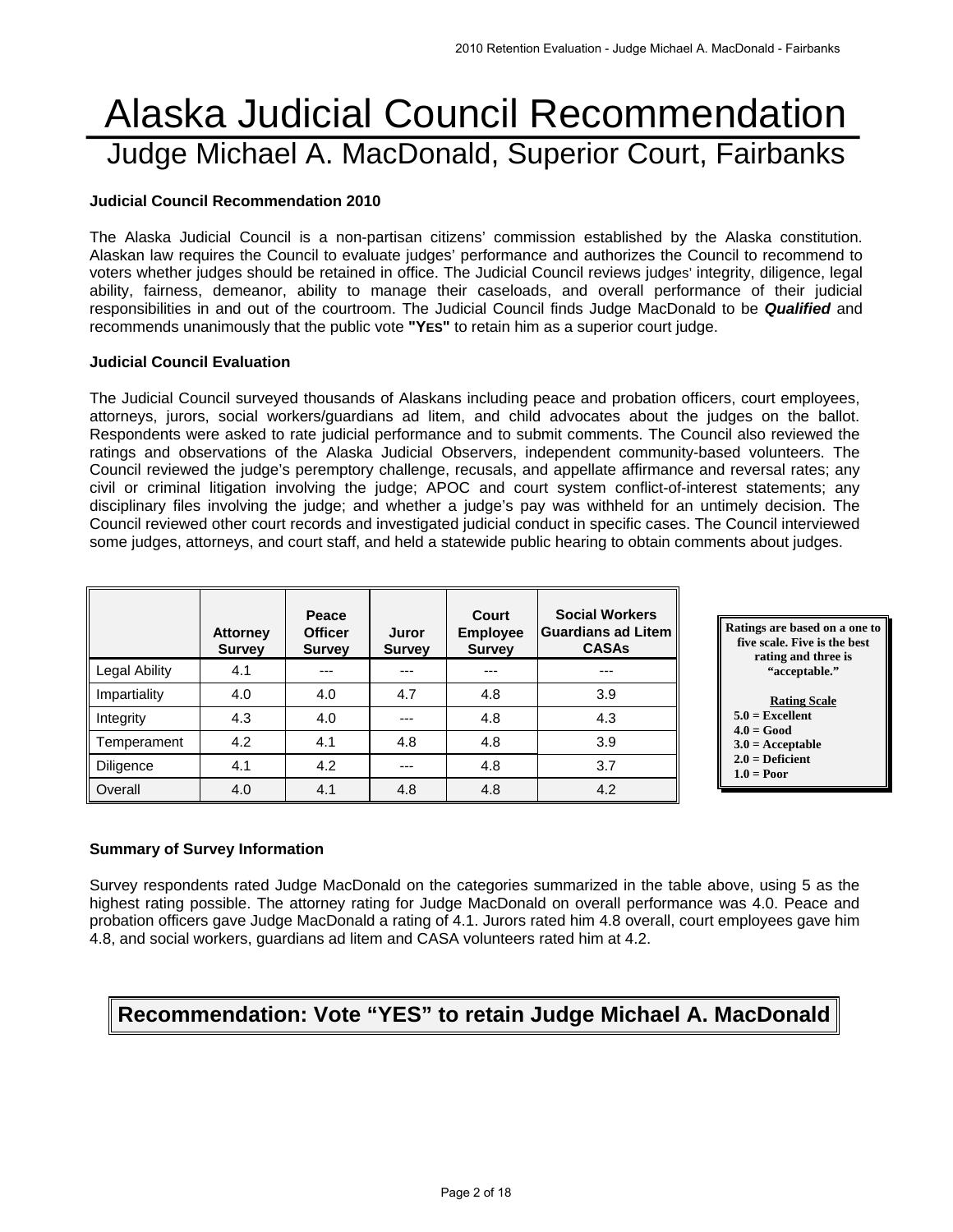# Alaska Judicial Council Recommendation

## Judge Michael A. MacDonald, Superior Court, Fairbanks

**Judicial Council Recommendation 2010**

The Alaska Judicial Council is a non-partisan citizens' commission established by the Alaska constitution. Alaskan law requires the Council to evaluate judges' performance and authorizes the Council to recommend to voters whether judges should be retained in office. The Judicial Council reviews judges' integrity, diligence, legal ability, fairness, demeanor, ability to manage their caseloads, and overall performance of their judicial responsibilities in and out of the courtroom. The Judicial Council finds Judge MacDonald to be ***Qualified*** and recommends unanimously that the public vote **"YES"** to retain him as a superior court judge.

**Judicial Council Evaluation**

The Judicial Council surveyed thousands of Alaskans including peace and probation officers, court employees, attorneys, jurors, social workers/guardians ad litem, and child advocates about the judges on the ballot. Respondents were asked to rate judicial performance and to submit comments. The Council also reviewed the ratings and observations of the Alaska Judicial Observers, independent community-based volunteers. The Council reviewed the judge's peremptory challenge, recusals, and appellate affirmance and reversal rates; any civil or criminal litigation involving the judge; APOC and court system conflict-of-interest statements; any disciplinary files involving the judge; and whether a judge's pay was withheld for an untimely decision. The Council reviewed other court records and investigated judicial conduct in specific cases. The Council interviewed some judges, attorneys, and court staff, and held a statewide public hearing to obtain comments about judges.

| | Attorney Survey | Peace Officer Survey | Juror Survey | Court Employee Survey | Social Workers Guardians ad Litem CASAs |
|---|---|---|---|---|---|
| Legal Ability | 4.1 | --- | --- | --- | --- |
| Impartiality | 4.0 | 4.0 | 4.7 | 4.8 | 3.9 |
| Integrity | 4.3 | 4.0 | --- | 4.8 | 4.3 |
| Temperament | 4.2 | 4.1 | 4.8 | 4.8 | 3.9 |
| Diligence | 4.1 | 4.2 | --- | 4.8 | 3.7 |
| Overall | 4.0 | 4.1 | 4.8 | 4.8 | 4.2 |

**Ratings are based on a one to five scale. Five is the best rating and three is "acceptable."**

**Rating Scale**
- **5.0 = Excellent**
- **4.0 = Good**
- **3.0 = Acceptable**
- **2.0 = Deficient**
- **1.0 = Poor**

**Summary of Survey Information**

Survey respondents rated Judge MacDonald on the categories summarized in the table above, using 5 as the highest rating possible. The attorney rating for Judge MacDonald on overall performance was 4.0. Peace and probation officers gave Judge MacDonald a rating of 4.1. Jurors rated him 4.8 overall, court employees gave him 4.8, and social workers, guardians ad litem and CASA volunteers rated him at 4.2.

**Recommendation: Vote "YES" to retain Judge Michael A. MacDonald**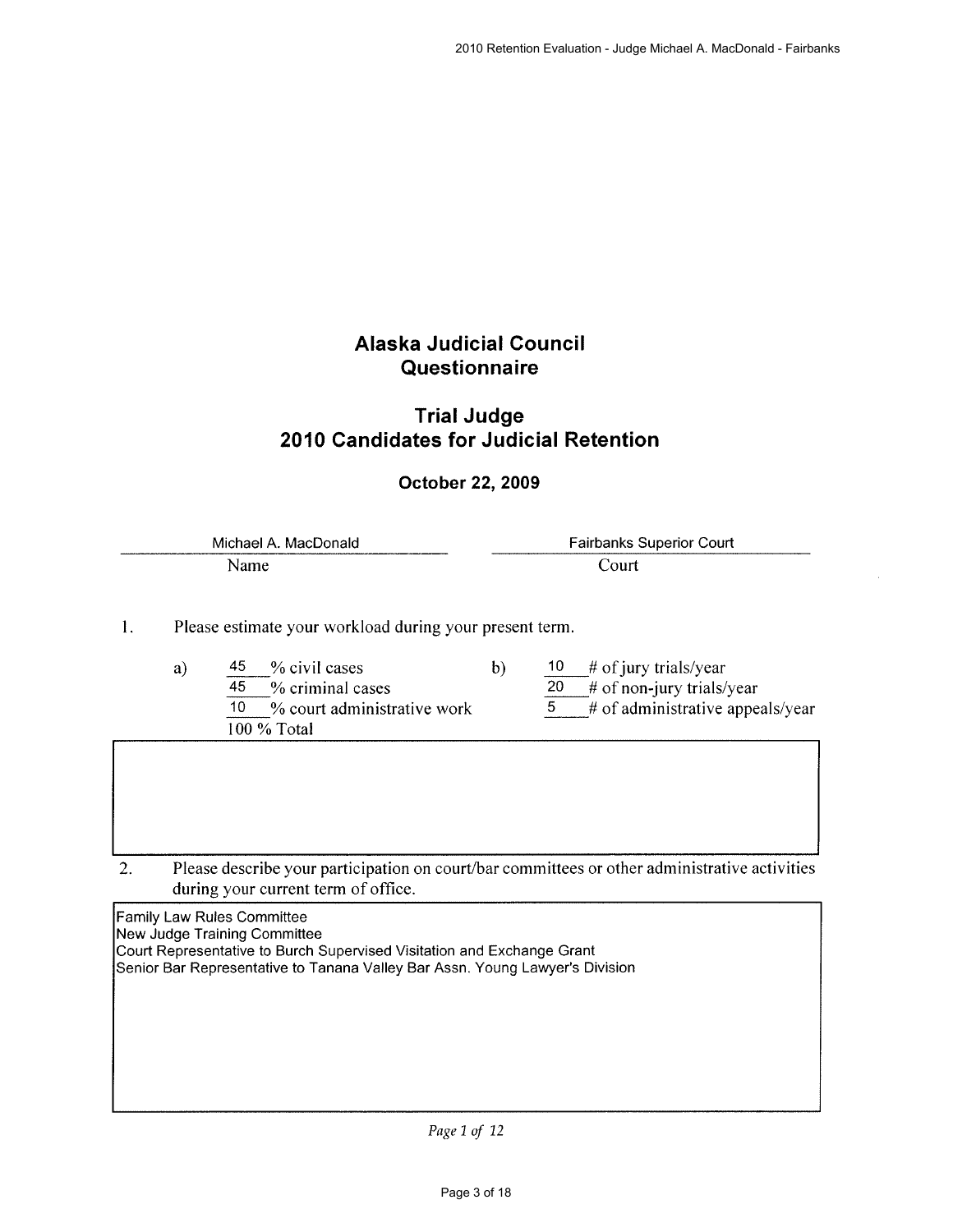# Alaska Judicial Council Questionnaire

## Trial Judge
## 2010 Candidates for Judicial Retention

**October 22, 2009**

| Michael A. MacDonald | Fairbanks Superior Court |
|---|---|
| Name | Court |

1. Please estimate your workload during your present term.

a) 45 % civil cases
45 % criminal cases
10 % court administrative work
100 % Total

b) 10 # of jury trials/year
20 # of non-jury trials/year
5 # of administrative appeals/year

2. Please describe your participation on court/bar committees or other administrative activities during your current term of office.

Family Law Rules Committee
New Judge Training Committee
Court Representative to Burch Supervised Visitation and Exchange Grant
Senior Bar Representative to Tanana Valley Bar Assn. Young Lawyer's Division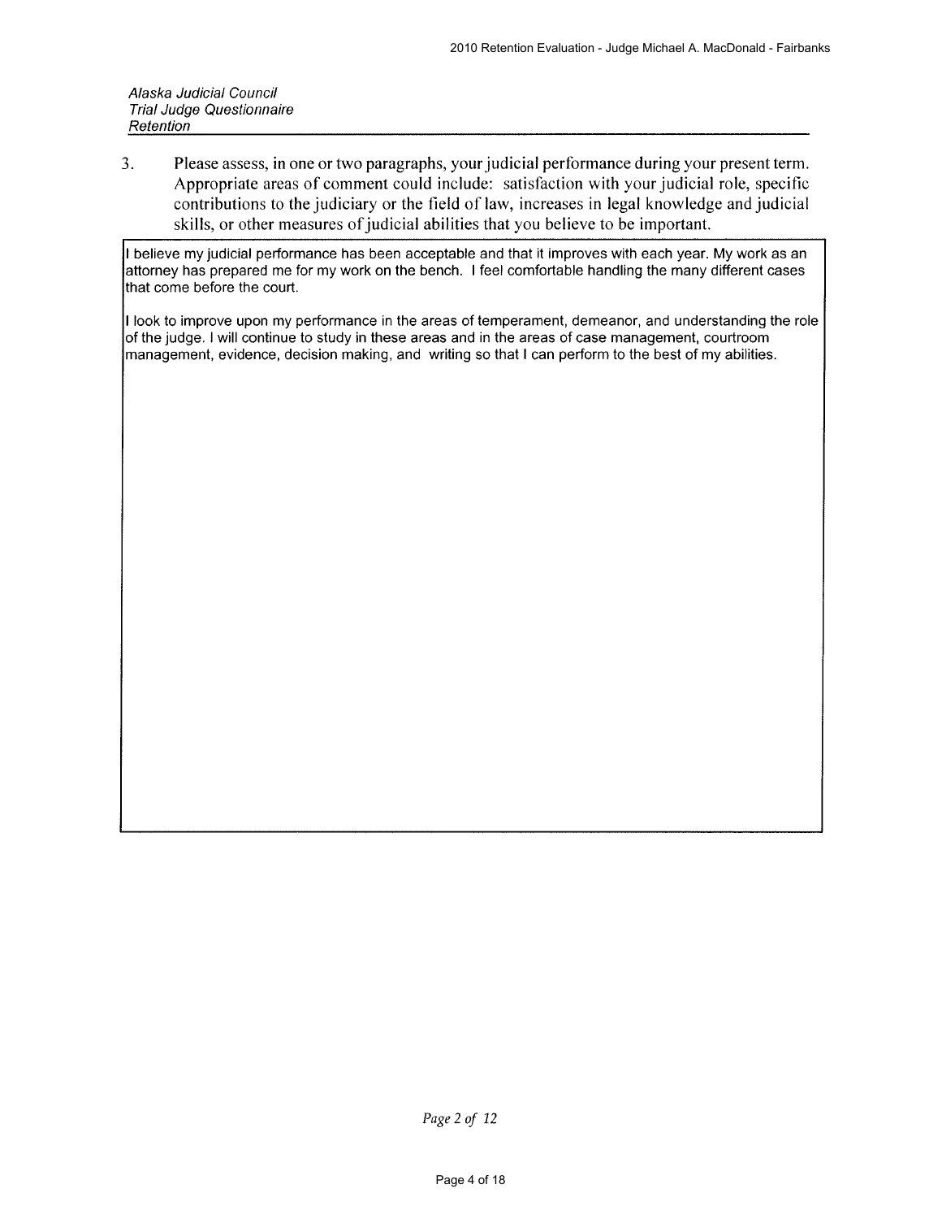*Alaska Judicial Council*
*Trial Judge Questionnaire*
*Retention*

3. Please assess, in one or two paragraphs, your judicial performance during your present term. Appropriate areas of comment could include: satisfaction with your judicial role, specific contributions to the judiciary or the field of law, increases in legal knowledge and judicial skills, or other measures of judicial abilities that you believe to be important.

I believe my judicial performance has been acceptable and that it improves with each year. My work as an attorney has prepared me for my work on the bench. I feel comfortable handling the many different cases that come before the court.

I look to improve upon my performance in the areas of temperament, demeanor, and understanding the role of the judge. I will continue to study in these areas and in the areas of case management, courtroom management, evidence, decision making, and writing so that I can perform to the best of my abilities.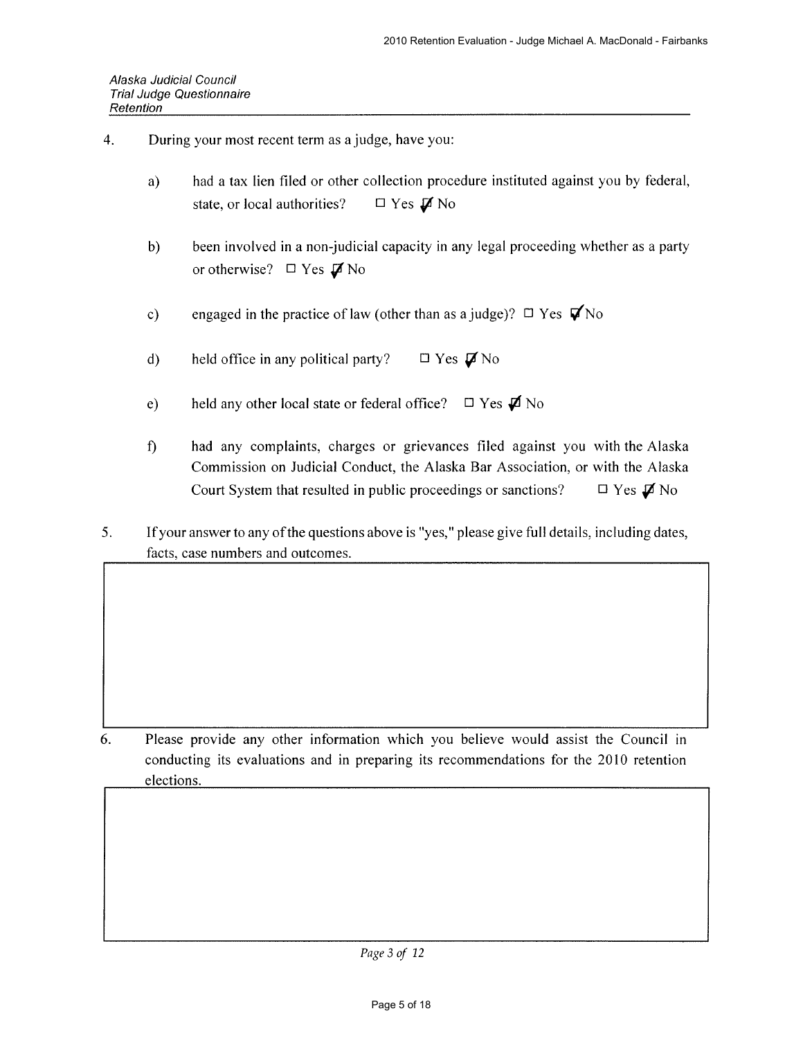*Alaska Judicial Council*
*Trial Judge Questionnaire*
*Retention*

4. During your most recent term as a judge, have you:

   a) had a tax lien filed or other collection procedure instituted against you by federal, state, or local authorities? ☐ Yes ☑ No

   b) been involved in a non-judicial capacity in any legal proceeding whether as a party or otherwise? ☐ Yes ☑ No

   c) engaged in the practice of law (other than as a judge)? ☐ Yes ☑ No

   d) held office in any political party? ☐ Yes ☑ No

   e) held any other local state or federal office? ☐ Yes ☑ No

   f) had any complaints, charges or grievances filed against you with the Alaska Commission on Judicial Conduct, the Alaska Bar Association, or with the Alaska Court System that resulted in public proceedings or sanctions? ☐ Yes ☑ No

5. If your answer to any of the questions above is "yes," please give full details, including dates, facts, case numbers and outcomes.

6. Please provide any other information which you believe would assist the Council in conducting its evaluations and in preparing its recommendations for the 2010 retention elections.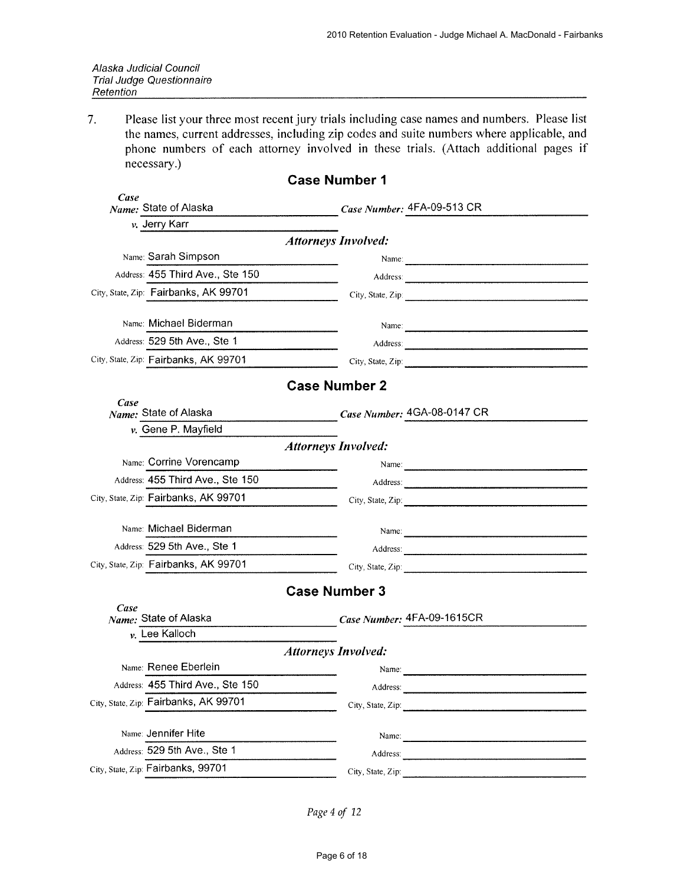*Alaska Judicial Council*
*Trial Judge Questionnaire*
*Retention*

7. Please list your three most recent jury trials including case names and numbers. Please list the names, current addresses, including zip codes and suite numbers where applicable, and phone numbers of each attorney involved in these trials. (Attach additional pages if necessary.)

## Case Number 1

***Case Name:*** State of Alaska
***v.*** Jerry Karr
***Case Number:*** 4FA-09-513 CR

***Attorneys Involved:***

Name: Sarah Simpson
Address: 455 Third Ave., Ste 150
City, State, Zip: Fairbanks, AK 99701

Name: Michael Biderman
Address: 529 5th Ave., Ste 1
City, State, Zip: Fairbanks, AK 99701

## Case Number 2

***Case Name:*** State of Alaska
***v.*** Gene P. Mayfield
***Case Number:*** 4GA-08-0147 CR

***Attorneys Involved:***

Name: Corrine Vorencamp
Address: 455 Third Ave., Ste 150
City, State, Zip: Fairbanks, AK 99701

Name: Michael Biderman
Address: 529 5th Ave., Ste 1
City, State, Zip: Fairbanks, AK 99701

## Case Number 3

***Case Name:*** State of Alaska
***v.*** Lee Kalloch
***Case Number:*** 4FA-09-1615CR

***Attorneys Involved:***

Name: Renee Eberlein
Address: 455 Third Ave., Ste 150
City, State, Zip: Fairbanks, AK 99701

Name: Jennifer Hite
Address: 529 5th Ave., Ste 1
City, State, Zip: Fairbanks, 99701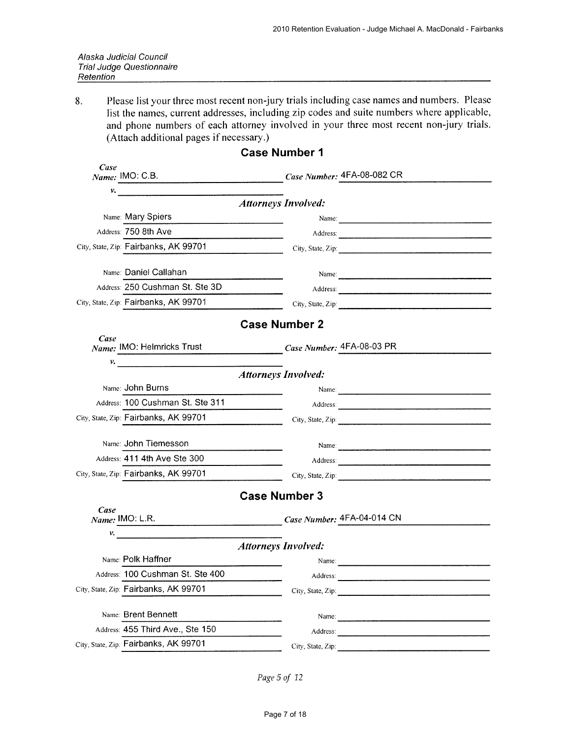Alaska Judicial Council
Trial Judge Questionnaire
Retention

8. Please list your three most recent non-jury trials including case names and numbers. Please list the names, current addresses, including zip codes and suite numbers where applicable, and phone numbers of each attorney involved in your three most recent non-jury trials. (Attach additional pages if necessary.)

## Case Number 1

*Case Name:* IMO: C.B. *Case Number:* 4FA-08-082 CR

*v.*

*Attorneys Involved:*

| | | | |
|---|---|---|---|
| Name: | Mary Spiers | Name: | |
| Address: | 750 8th Ave | Address: | |
| City, State, Zip: | Fairbanks, AK 99701 | City, State, Zip: | |
| Name: | Daniel Callahan | Name: | |
| Address: | 250 Cushman St. Ste 3D | Address: | |
| City, State, Zip: | Fairbanks, AK 99701 | City, State, Zip: | |

## Case Number 2

*Case Name:* IMO: Helmricks Trust *Case Number:* 4FA-08-03 PR

*v.*

*Attorneys Involved:*

| | | | |
|---|---|---|---|
| Name: | John Burns | Name: | |
| Address: | 100 Cushman St. Ste 311 | Address: | |
| City, State, Zip: | Fairbanks, AK 99701 | City, State, Zip: | |
| Name: | John Tiemesson | Name: | |
| Address: | 411 4th Ave Ste 300 | Address: | |
| City, State, Zip: | Fairbanks, AK 99701 | City, State, Zip: | |

## Case Number 3

*Case Name:* IMO: L.R. *Case Number:* 4FA-04-014 CN

*v.*

*Attorneys Involved:*

| | | | |
|---|---|---|---|
| Name: | Polk Haffner | Name: | |
| Address: | 100 Cushman St. Ste 400 | Address: | |
| City, State, Zip: | Fairbanks, AK 99701 | City, State, Zip: | |
| Name: | Brent Bennett | Name: | |
| Address: | 455 Third Ave., Ste 150 | Address: | |
| City, State, Zip: | Fairbanks, AK 99701 | City, State, Zip: | |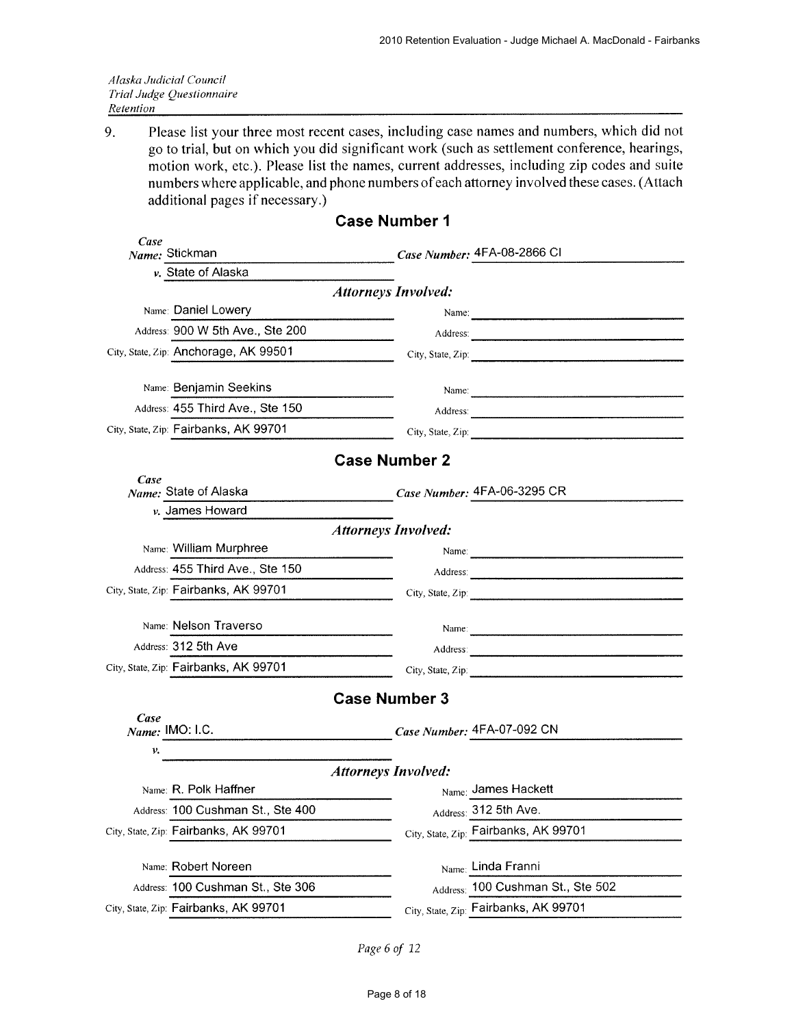*Alaska Judicial Council*
*Trial Judge Questionnaire*
*Retention*

9. Please list your three most recent cases, including case names and numbers, which did not go to trial, but on which you did significant work (such as settlement conference, hearings, motion work, etc.). Please list the names, current addresses, including zip codes and suite numbers where applicable, and phone numbers of each attorney involved these cases. (Attach additional pages if necessary.)

## Case Number 1

*Case Name:* Stickman *v.* State of Alaska

*Case Number:* 4FA-08-2866 CI

*Attorneys Involved:*

| | |
|---|---|
| Name: Daniel Lowery | Name: |
| Address: 900 W 5th Ave., Ste 200 | Address: |
| City, State, Zip: Anchorage, AK 99501 | City, State, Zip: |
| Name: Benjamin Seekins | Name: |
| Address: 455 Third Ave., Ste 150 | Address: |
| City, State, Zip: Fairbanks, AK 99701 | City, State, Zip: |

## Case Number 2

*Case Name:* State of Alaska *v.* James Howard

*Case Number:* 4FA-06-3295 CR

*Attorneys Involved:*

| | |
|---|---|
| Name: William Murphree | Name: |
| Address: 455 Third Ave., Ste 150 | Address: |
| City, State, Zip: Fairbanks, AK 99701 | City, State, Zip: |
| Name: Nelson Traverso | Name: |
| Address: 312 5th Ave | Address: |
| City, State, Zip: Fairbanks, AK 99701 | City, State, Zip: |

## Case Number 3

*Case Name:* IMO: I.C. *v.*

*Case Number:* 4FA-07-092 CN

*Attorneys Involved:*

| | |
|---|---|
| Name: R. Polk Haffner | Name: James Hackett |
| Address: 100 Cushman St., Ste 400 | Address: 312 5th Ave. |
| City, State, Zip: Fairbanks, AK 99701 | City, State, Zip: Fairbanks, AK 99701 |
| Name: Robert Noreen | Name: Linda Franni |
| Address: 100 Cushman St., Ste 306 | Address: 100 Cushman St., Ste 502 |
| City, State, Zip: Fairbanks, AK 99701 | City, State, Zip: Fairbanks, AK 99701 |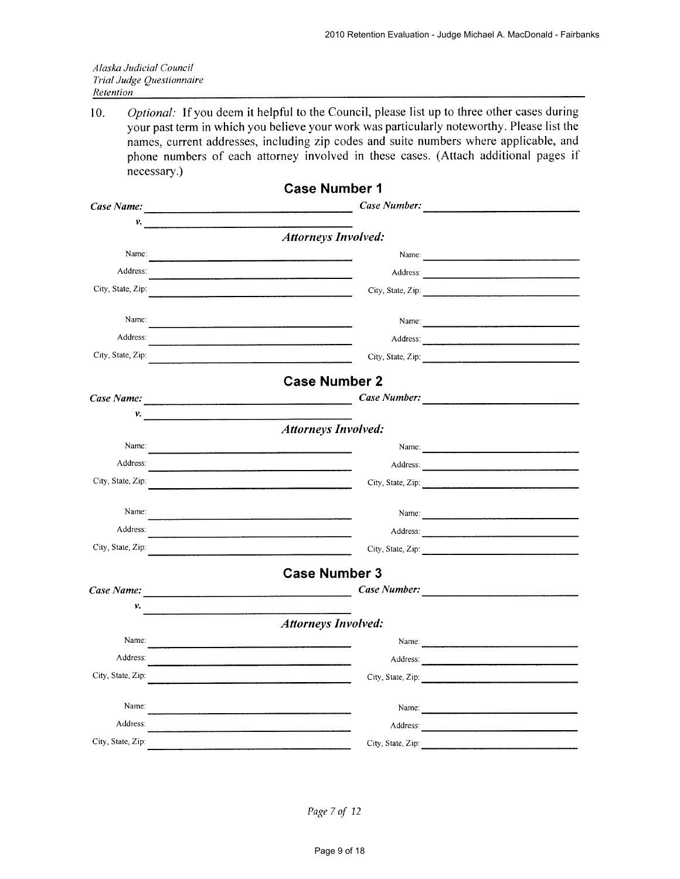*Alaska Judicial Council*
*Trial Judge Questionnaire*
*Retention*

10. *Optional:* If you deem it helpful to the Council, please list up to three other cases during your past term in which you believe your work was particularly noteworthy. Please list the names, current addresses, including zip codes and suite numbers where applicable, and phone numbers of each attorney involved in these cases. (Attach additional pages if necessary.)

## Case Number 1

***Case Name:*** ______________________________ ***Case Number:*** ______________________

***v.*** ______________________________

***Attorneys Involved:***

| | | | |
|---|---|---|---|
| Name: | | Name: | |
| Address: | | Address: | |
| City, State, Zip: | | City, State, Zip: | |
| Name: | | Name: | |
| Address: | | Address: | |
| City, State, Zip: | | City, State, Zip: | |

## Case Number 2

***Case Name:*** ______________________________ ***Case Number:*** ______________________

***v.*** ______________________________

***Attorneys Involved:***

| | | | |
|---|---|---|---|
| Name: | | Name: | |
| Address: | | Address: | |
| City, State, Zip: | | City, State, Zip: | |
| Name: | | Name: | |
| Address: | | Address: | |
| City, State, Zip: | | City, State, Zip: | |

## Case Number 3

***Case Name:*** ______________________________ ***Case Number:*** ______________________

***v.*** ______________________________

***Attorneys Involved:***

| | | | |
|---|---|---|---|
| Name: | | Name: | |
| Address: | | Address: | |
| City, State, Zip: | | City, State, Zip: | |
| Name: | | Name: | |
| Address: | | Address: | |
| City, State, Zip: | | City, State, Zip: | |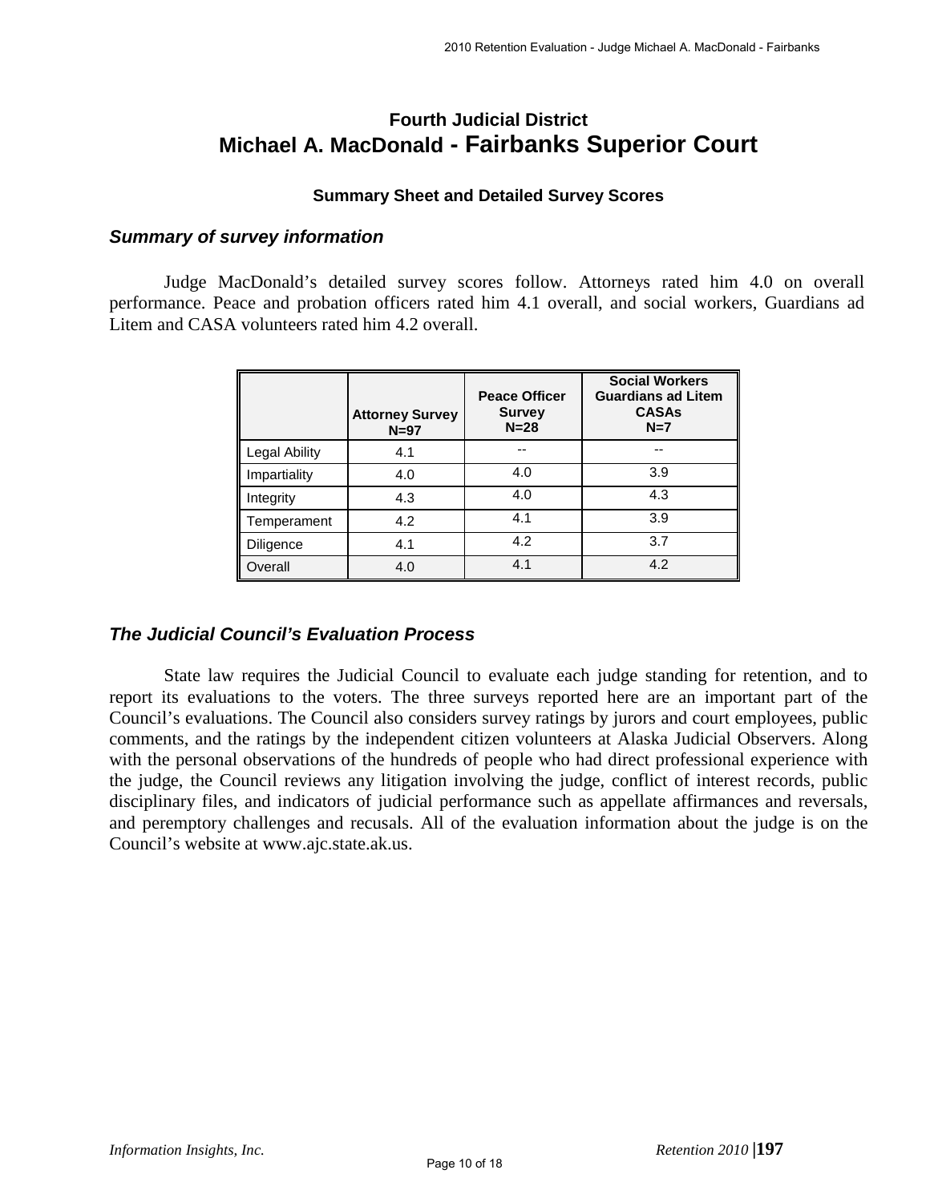## Fourth Judicial District
# Michael A. MacDonald - Fairbanks Superior Court

### Summary Sheet and Detailed Survey Scores

### *Summary of survey information*

Judge MacDonald's detailed survey scores follow. Attorneys rated him 4.0 on overall performance. Peace and probation officers rated him 4.1 overall, and social workers, Guardians ad Litem and CASA volunteers rated him 4.2 overall.

| | Attorney Survey N=97 | Peace Officer Survey N=28 | Social Workers Guardians ad Litem CASAs N=7 |
|---|---|---|---|
| Legal Ability | 4.1 | -- | -- |
| Impartiality | 4.0 | 4.0 | 3.9 |
| Integrity | 4.3 | 4.0 | 4.3 |
| Temperament | 4.2 | 4.1 | 3.9 |
| Diligence | 4.1 | 4.2 | 3.7 |
| Overall | 4.0 | 4.1 | 4.2 |

### *The Judicial Council's Evaluation Process*

State law requires the Judicial Council to evaluate each judge standing for retention, and to report its evaluations to the voters. The three surveys reported here are an important part of the Council's evaluations. The Council also considers survey ratings by jurors and court employees, public comments, and the ratings by the independent citizen volunteers at Alaska Judicial Observers. Along with the personal observations of the hundreds of people who had direct professional experience with the judge, the Council reviews any litigation involving the judge, conflict of interest records, public disciplinary files, and indicators of judicial performance such as appellate affirmances and reversals, and peremptory challenges and recusals. All of the evaluation information about the judge is on the Council's website at www.ajc.state.ak.us.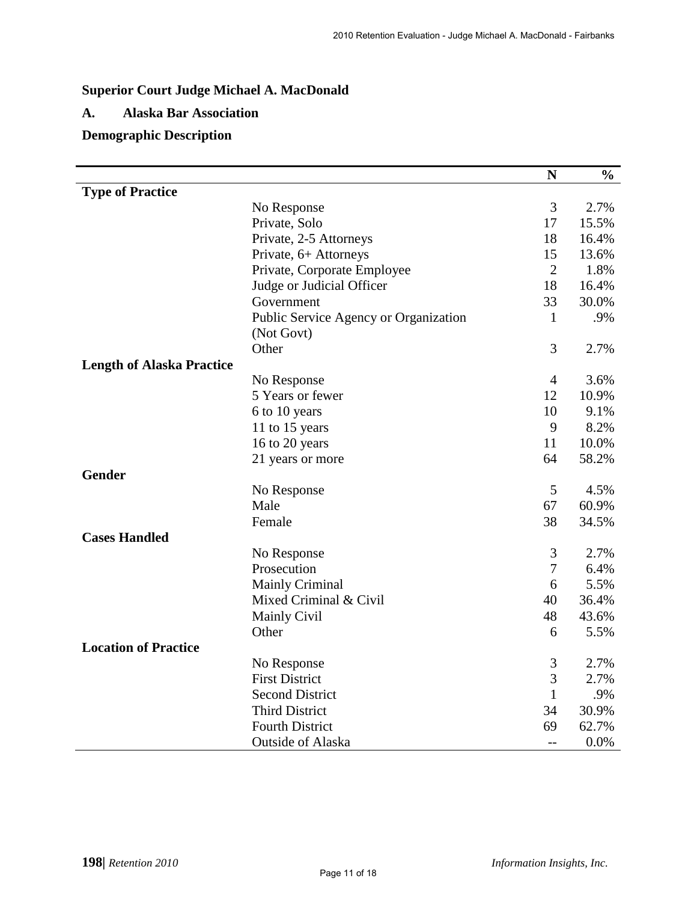## Superior Court Judge Michael A. MacDonald

### A. Alaska Bar Association

### Demographic Description

| | | N | % |
|---|---|---|---|
| **Type of Practice** | | | |
| | No Response | 3 | 2.7% |
| | Private, Solo | 17 | 15.5% |
| | Private, 2-5 Attorneys | 18 | 16.4% |
| | Private, 6+ Attorneys | 15 | 13.6% |
| | Private, Corporate Employee | 2 | 1.8% |
| | Judge or Judicial Officer | 18 | 16.4% |
| | Government | 33 | 30.0% |
| | Public Service Agency or Organization (Not Govt) | 1 | .9% |
| | Other | 3 | 2.7% |
| **Length of Alaska Practice** | | | |
| | No Response | 4 | 3.6% |
| | 5 Years or fewer | 12 | 10.9% |
| | 6 to 10 years | 10 | 9.1% |
| | 11 to 15 years | 9 | 8.2% |
| | 16 to 20 years | 11 | 10.0% |
| | 21 years or more | 64 | 58.2% |
| **Gender** | | | |
| | No Response | 5 | 4.5% |
| | Male | 67 | 60.9% |
| | Female | 38 | 34.5% |
| **Cases Handled** | | | |
| | No Response | 3 | 2.7% |
| | Prosecution | 7 | 6.4% |
| | Mainly Criminal | 6 | 5.5% |
| | Mixed Criminal & Civil | 40 | 36.4% |
| | Mainly Civil | 48 | 43.6% |
| | Other | 6 | 5.5% |
| **Location of Practice** | | | |
| | No Response | 3 | 2.7% |
| | First District | 3 | 2.7% |
| | Second District | 1 | .9% |
| | Third District | 34 | 30.9% |
| | Fourth District | 69 | 62.7% |
| | Outside of Alaska | -- | 0.0% |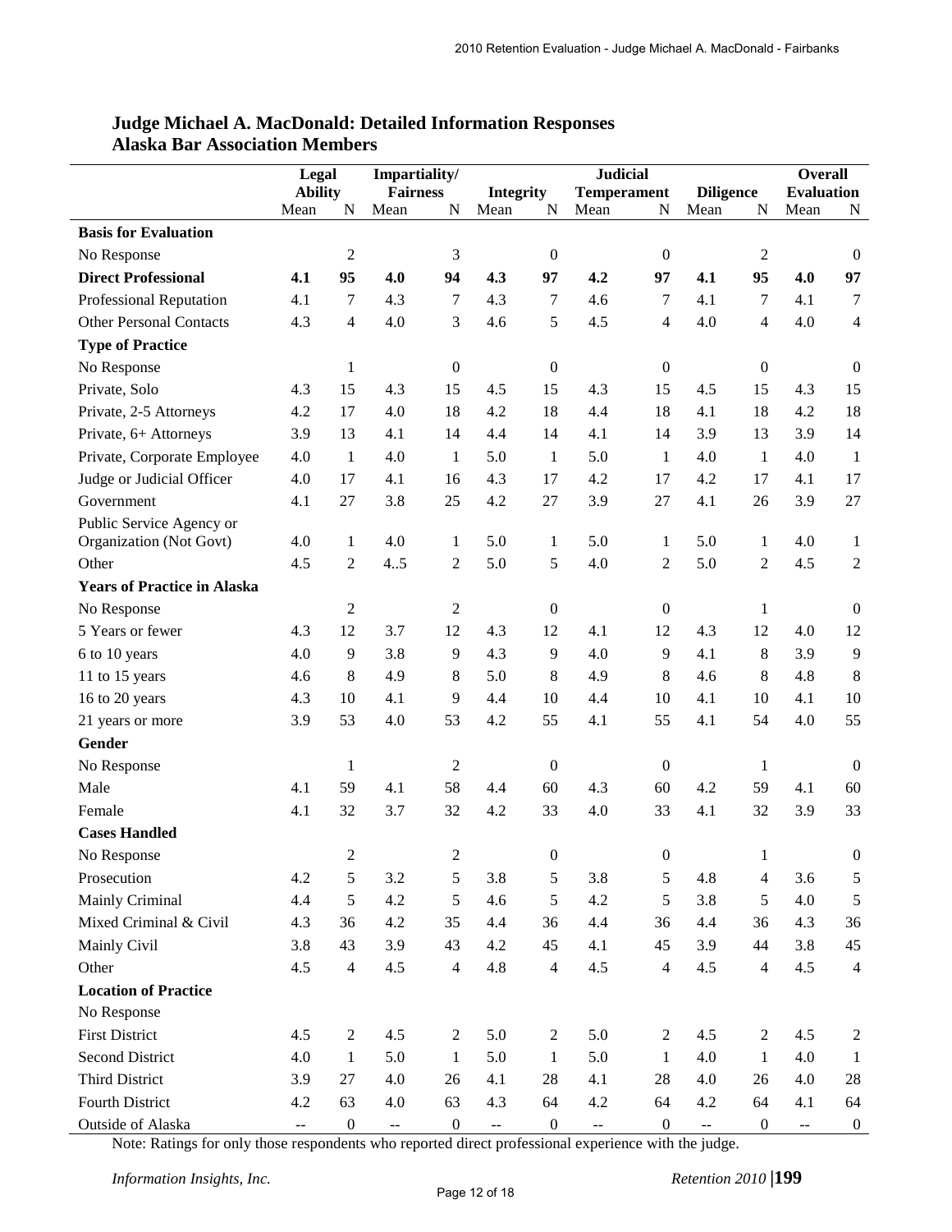## Judge Michael A. MacDonald: Detailed Information Responses
## Alaska Bar Association Members

| | Legal Ability | | Impartiality/ Fairness | | Integrity | | Judicial Temperament | | Diligence | | Overall Evaluation | |
|---|---|---|---|---|---|---|---|---|---|---|---|---|
| | Mean | N | Mean | N | Mean | N | Mean | N | Mean | N | Mean | N |
| **Basis for Evaluation** | | | | | | | | | | | | |
| No Response | | 2 | | 3 | | 0 | | 0 | | 2 | | 0 |
| **Direct Professional** | **4.1** | **95** | **4.0** | **94** | **4.3** | **97** | **4.2** | **97** | **4.1** | **95** | **4.0** | **97** |
| Professional Reputation | 4.1 | 7 | 4.3 | 7 | 4.3 | 7 | 4.6 | 7 | 4.1 | 7 | 4.1 | 7 |
| Other Personal Contacts | 4.3 | 4 | 4.0 | 3 | 4.6 | 5 | 4.5 | 4 | 4.0 | 4 | 4.0 | 4 |
| **Type of Practice** | | | | | | | | | | | | |
| No Response | | 1 | | 0 | | 0 | | 0 | | 0 | | 0 |
| Private, Solo | 4.3 | 15 | 4.3 | 15 | 4.5 | 15 | 4.3 | 15 | 4.5 | 15 | 4.3 | 15 |
| Private, 2-5 Attorneys | 4.2 | 17 | 4.0 | 18 | 4.2 | 18 | 4.4 | 18 | 4.1 | 18 | 4.2 | 18 |
| Private, 6+ Attorneys | 3.9 | 13 | 4.1 | 14 | 4.4 | 14 | 4.1 | 14 | 3.9 | 13 | 3.9 | 14 |
| Private, Corporate Employee | 4.0 | 1 | 4.0 | 1 | 5.0 | 1 | 5.0 | 1 | 4.0 | 1 | 4.0 | 1 |
| Judge or Judicial Officer | 4.0 | 17 | 4.1 | 16 | 4.3 | 17 | 4.2 | 17 | 4.2 | 17 | 4.1 | 17 |
| Government | 4.1 | 27 | 3.8 | 25 | 4.2 | 27 | 3.9 | 27 | 4.1 | 26 | 3.9 | 27 |
| Public Service Agency or Organization (Not Govt) | 4.0 | 1 | 4.0 | 1 | 5.0 | 1 | 5.0 | 1 | 5.0 | 1 | 4.0 | 1 |
| Other | 4.5 | 2 | 4..5 | 2 | 5.0 | 5 | 4.0 | 2 | 5.0 | 2 | 4.5 | 2 |
| **Years of Practice in Alaska** | | | | | | | | | | | | |
| No Response | | 2 | | 2 | | 0 | | 0 | | 1 | | 0 |
| 5 Years or fewer | 4.3 | 12 | 3.7 | 12 | 4.3 | 12 | 4.1 | 12 | 4.3 | 12 | 4.0 | 12 |
| 6 to 10 years | 4.0 | 9 | 3.8 | 9 | 4.3 | 9 | 4.0 | 9 | 4.1 | 8 | 3.9 | 9 |
| 11 to 15 years | 4.6 | 8 | 4.9 | 8 | 5.0 | 8 | 4.9 | 8 | 4.6 | 8 | 4.8 | 8 |
| 16 to 20 years | 4.3 | 10 | 4.1 | 9 | 4.4 | 10 | 4.4 | 10 | 4.1 | 10 | 4.1 | 10 |
| 21 years or more | 3.9 | 53 | 4.0 | 53 | 4.2 | 55 | 4.1 | 55 | 4.1 | 54 | 4.0 | 55 |
| **Gender** | | | | | | | | | | | | |
| No Response | | 1 | | 2 | | 0 | | 0 | | 1 | | 0 |
| Male | 4.1 | 59 | 4.1 | 58 | 4.4 | 60 | 4.3 | 60 | 4.2 | 59 | 4.1 | 60 |
| Female | 4.1 | 32 | 3.7 | 32 | 4.2 | 33 | 4.0 | 33 | 4.1 | 32 | 3.9 | 33 |
| **Cases Handled** | | | | | | | | | | | | |
| No Response | | 2 | | 2 | | 0 | | 0 | | 1 | | 0 |
| Prosecution | 4.2 | 5 | 3.2 | 5 | 3.8 | 5 | 3.8 | 5 | 4.8 | 4 | 3.6 | 5 |
| Mainly Criminal | 4.4 | 5 | 4.2 | 5 | 4.6 | 5 | 4.2 | 5 | 3.8 | 5 | 4.0 | 5 |
| Mixed Criminal & Civil | 4.3 | 36 | 4.2 | 35 | 4.4 | 36 | 4.4 | 36 | 4.4 | 36 | 4.3 | 36 |
| Mainly Civil | 3.8 | 43 | 3.9 | 43 | 4.2 | 45 | 4.1 | 45 | 3.9 | 44 | 3.8 | 45 |
| Other | 4.5 | 4 | 4.5 | 4 | 4.8 | 4 | 4.5 | 4 | 4.5 | 4 | 4.5 | 4 |
| **Location of Practice** | | | | | | | | | | | | |
| No Response | | | | | | | | | | | | |
| First District | 4.5 | 2 | 4.5 | 2 | 5.0 | 2 | 5.0 | 2 | 4.5 | 2 | 4.5 | 2 |
| Second District | 4.0 | 1 | 5.0 | 1 | 5.0 | 1 | 5.0 | 1 | 4.0 | 1 | 4.0 | 1 |
| Third District | 3.9 | 27 | 4.0 | 26 | 4.1 | 28 | 4.1 | 28 | 4.0 | 26 | 4.0 | 28 |
| Fourth District | 4.2 | 63 | 4.0 | 63 | 4.3 | 64 | 4.2 | 64 | 4.2 | 64 | 4.1 | 64 |
| Outside of Alaska | -- | 0 | -- | 0 | -- | 0 | -- | 0 | -- | 0 | -- | 0 |

Note: Ratings for only those respondents who reported direct professional experience with the judge.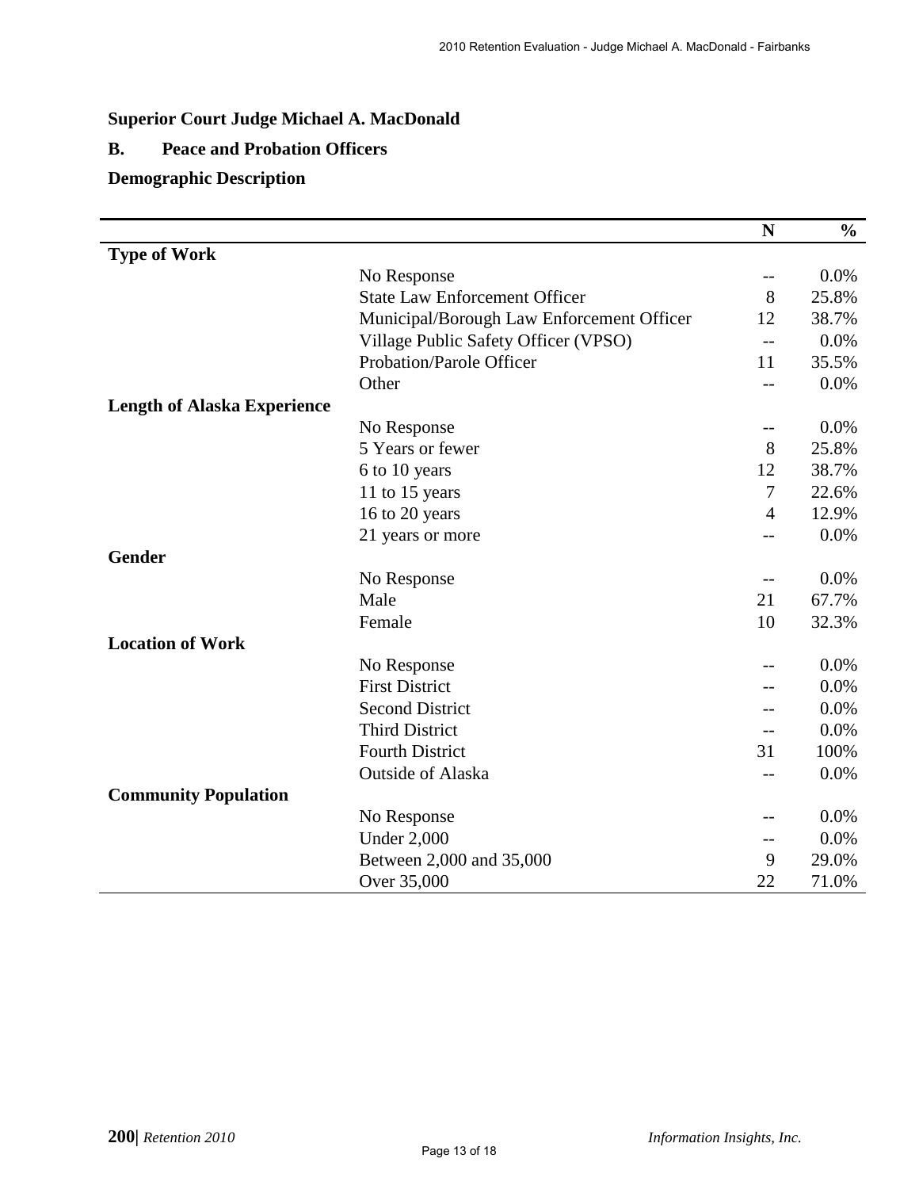**Superior Court Judge Michael A. MacDonald**

**B. Peace and Probation Officers**

**Demographic Description**

| | | N | % |
|---|---|---|---|
| **Type of Work** | | | |
| | No Response | -- | 0.0% |
| | State Law Enforcement Officer | 8 | 25.8% |
| | Municipal/Borough Law Enforcement Officer | 12 | 38.7% |
| | Village Public Safety Officer (VPSO) | -- | 0.0% |
| | Probation/Parole Officer | 11 | 35.5% |
| | Other | -- | 0.0% |
| **Length of Alaska Experience** | | | |
| | No Response | -- | 0.0% |
| | 5 Years or fewer | 8 | 25.8% |
| | 6 to 10 years | 12 | 38.7% |
| | 11 to 15 years | 7 | 22.6% |
| | 16 to 20 years | 4 | 12.9% |
| | 21 years or more | -- | 0.0% |
| **Gender** | | | |
| | No Response | -- | 0.0% |
| | Male | 21 | 67.7% |
| | Female | 10 | 32.3% |
| **Location of Work** | | | |
| | No Response | -- | 0.0% |
| | First District | -- | 0.0% |
| | Second District | -- | 0.0% |
| | Third District | -- | 0.0% |
| | Fourth District | 31 | 100% |
| | Outside of Alaska | -- | 0.0% |
| **Community Population** | | | |
| | No Response | -- | 0.0% |
| | Under 2,000 | -- | 0.0% |
| | Between 2,000 and 35,000 | 9 | 29.0% |
| | Over 35,000 | 22 | 71.0% |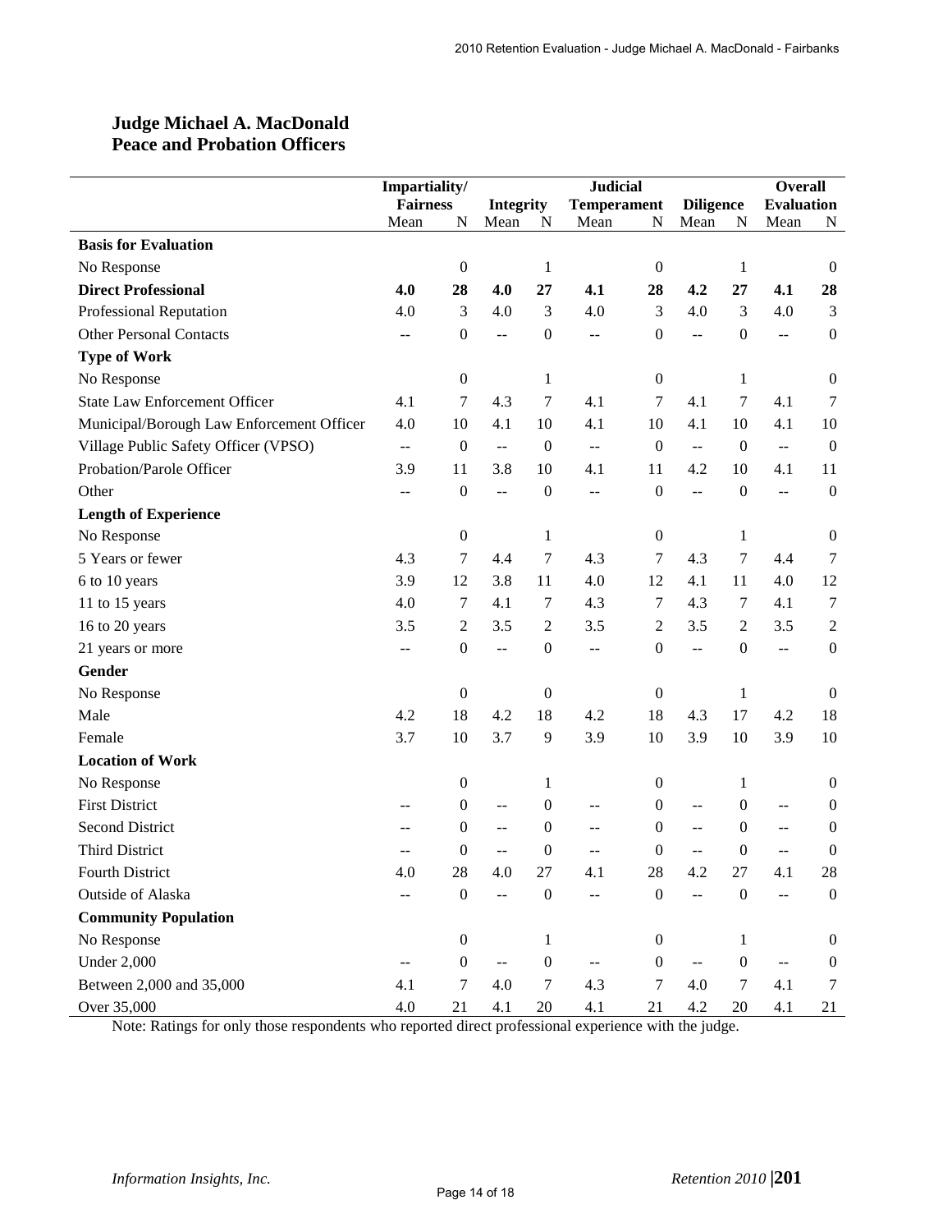## Judge Michael A. MacDonald
## Peace and Probation Officers

| | Impartiality/ Fairness | | Integrity | | Judicial Temperament | | Diligence | | Overall Evaluation | |
|---|---|---|---|---|---|---|---|---|---|---|
| | Mean | N | Mean | N | Mean | N | Mean | N | Mean | N |
| **Basis for Evaluation** | | | | | | | | | | |
| No Response | | 0 | | 1 | | 0 | | 1 | | 0 |
| **Direct Professional** | **4.0** | **28** | **4.0** | **27** | **4.1** | **28** | **4.2** | **27** | **4.1** | **28** |
| Professional Reputation | 4.0 | 3 | 4.0 | 3 | 4.0 | 3 | 4.0 | 3 | 4.0 | 3 |
| Other Personal Contacts | -- | 0 | -- | 0 | -- | 0 | -- | 0 | -- | 0 |
| **Type of Work** | | | | | | | | | | |
| No Response | | 0 | | 1 | | 0 | | 1 | | 0 |
| State Law Enforcement Officer | 4.1 | 7 | 4.3 | 7 | 4.1 | 7 | 4.1 | 7 | 4.1 | 7 |
| Municipal/Borough Law Enforcement Officer | 4.0 | 10 | 4.1 | 10 | 4.1 | 10 | 4.1 | 10 | 4.1 | 10 |
| Village Public Safety Officer (VPSO) | -- | 0 | -- | 0 | -- | 0 | -- | 0 | -- | 0 |
| Probation/Parole Officer | 3.9 | 11 | 3.8 | 10 | 4.1 | 11 | 4.2 | 10 | 4.1 | 11 |
| Other | -- | 0 | -- | 0 | -- | 0 | -- | 0 | -- | 0 |
| **Length of Experience** | | | | | | | | | | |
| No Response | | 0 | | 1 | | 0 | | 1 | | 0 |
| 5 Years or fewer | 4.3 | 7 | 4.4 | 7 | 4.3 | 7 | 4.3 | 7 | 4.4 | 7 |
| 6 to 10 years | 3.9 | 12 | 3.8 | 11 | 4.0 | 12 | 4.1 | 11 | 4.0 | 12 |
| 11 to 15 years | 4.0 | 7 | 4.1 | 7 | 4.3 | 7 | 4.3 | 7 | 4.1 | 7 |
| 16 to 20 years | 3.5 | 2 | 3.5 | 2 | 3.5 | 2 | 3.5 | 2 | 3.5 | 2 |
| 21 years or more | -- | 0 | -- | 0 | -- | 0 | -- | 0 | -- | 0 |
| **Gender** | | | | | | | | | | |
| No Response | | 0 | | 0 | | 0 | | 1 | | 0 |
| Male | 4.2 | 18 | 4.2 | 18 | 4.2 | 18 | 4.3 | 17 | 4.2 | 18 |
| Female | 3.7 | 10 | 3.7 | 9 | 3.9 | 10 | 3.9 | 10 | 3.9 | 10 |
| **Location of Work** | | | | | | | | | | |
| No Response | | 0 | | 1 | | 0 | | 1 | | 0 |
| First District | -- | 0 | -- | 0 | -- | 0 | -- | 0 | -- | 0 |
| Second District | -- | 0 | -- | 0 | -- | 0 | -- | 0 | -- | 0 |
| Third District | -- | 0 | -- | 0 | -- | 0 | -- | 0 | -- | 0 |
| Fourth District | 4.0 | 28 | 4.0 | 27 | 4.1 | 28 | 4.2 | 27 | 4.1 | 28 |
| Outside of Alaska | -- | 0 | -- | 0 | -- | 0 | -- | 0 | -- | 0 |
| **Community Population** | | | | | | | | | | |
| No Response | | 0 | | 1 | | 0 | | 1 | | 0 |
| Under 2,000 | -- | 0 | -- | 0 | -- | 0 | -- | 0 | -- | 0 |
| Between 2,000 and 35,000 | 4.1 | 7 | 4.0 | 7 | 4.3 | 7 | 4.0 | 7 | 4.1 | 7 |
| Over 35,000 | 4.0 | 21 | 4.1 | 20 | 4.1 | 21 | 4.2 | 20 | 4.1 | 21 |

Note: Ratings for only those respondents who reported direct professional experience with the judge.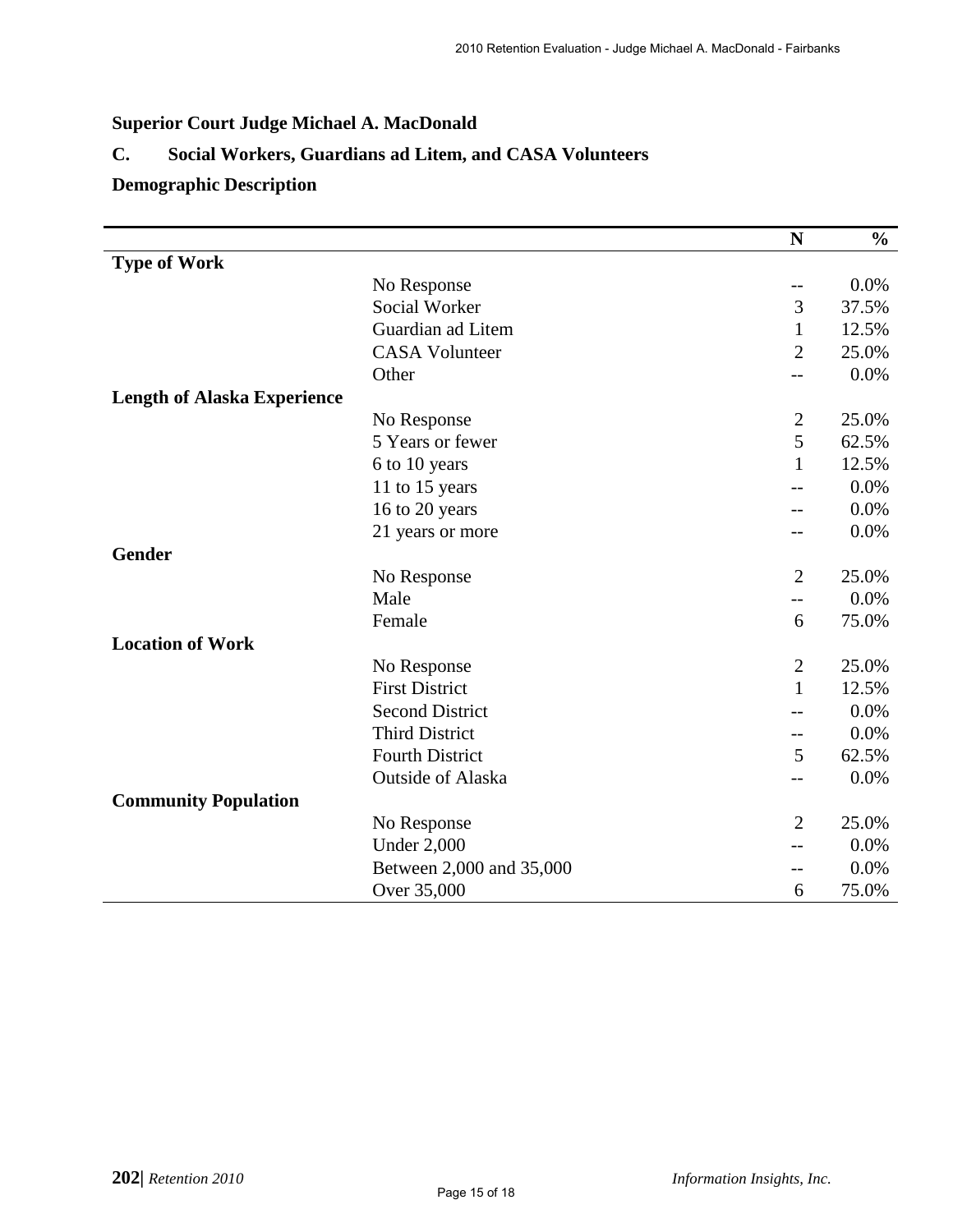**Superior Court Judge Michael A. MacDonald**

**C. Social Workers, Guardians ad Litem, and CASA Volunteers**

**Demographic Description**

| | | N | % |
|---|---|---|---|
| **Type of Work** | | | |
| | No Response | -- | 0.0% |
| | Social Worker | 3 | 37.5% |
| | Guardian ad Litem | 1 | 12.5% |
| | CASA Volunteer | 2 | 25.0% |
| | Other | -- | 0.0% |
| **Length of Alaska Experience** | | | |
| | No Response | 2 | 25.0% |
| | 5 Years or fewer | 5 | 62.5% |
| | 6 to 10 years | 1 | 12.5% |
| | 11 to 15 years | -- | 0.0% |
| | 16 to 20 years | -- | 0.0% |
| | 21 years or more | -- | 0.0% |
| **Gender** | | | |
| | No Response | 2 | 25.0% |
| | Male | -- | 0.0% |
| | Female | 6 | 75.0% |
| **Location of Work** | | | |
| | No Response | 2 | 25.0% |
| | First District | 1 | 12.5% |
| | Second District | -- | 0.0% |
| | Third District | -- | 0.0% |
| | Fourth District | 5 | 62.5% |
| | Outside of Alaska | -- | 0.0% |
| **Community Population** | | | |
| | No Response | 2 | 25.0% |
| | Under 2,000 | -- | 0.0% |
| | Between 2,000 and 35,000 | -- | 0.0% |
| | Over 35,000 | 6 | 75.0% |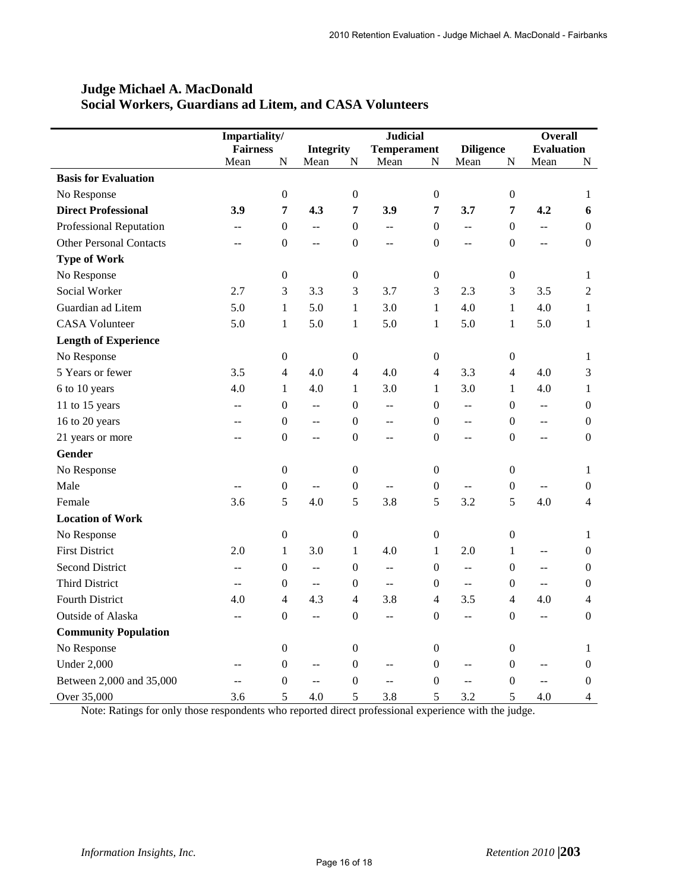## Judge Michael A. MacDonald
## Social Workers, Guardians ad Litem, and CASA Volunteers

| | Impartiality/ Fairness | | Integrity | | Judicial Temperament | | Diligence | | Overall Evaluation | |
|---|---|---|---|---|---|---|---|---|---|---|
| | Mean | N | Mean | N | Mean | N | Mean | N | Mean | N |
| **Basis for Evaluation** | | | | | | | | | | |
| No Response | | 0 | | 0 | | 0 | | 0 | | 1 |
| **Direct Professional** | **3.9** | **7** | **4.3** | **7** | **3.9** | **7** | **3.7** | **7** | **4.2** | **6** |
| Professional Reputation | -- | 0 | -- | 0 | -- | 0 | -- | 0 | -- | 0 |
| Other Personal Contacts | -- | 0 | -- | 0 | -- | 0 | -- | 0 | -- | 0 |
| **Type of Work** | | | | | | | | | | |
| No Response | | 0 | | 0 | | 0 | | 0 | | 1 |
| Social Worker | 2.7 | 3 | 3.3 | 3 | 3.7 | 3 | 2.3 | 3 | 3.5 | 2 |
| Guardian ad Litem | 5.0 | 1 | 5.0 | 1 | 3.0 | 1 | 4.0 | 1 | 4.0 | 1 |
| CASA Volunteer | 5.0 | 1 | 5.0 | 1 | 5.0 | 1 | 5.0 | 1 | 5.0 | 1 |
| **Length of Experience** | | | | | | | | | | |
| No Response | | 0 | | 0 | | 0 | | 0 | | 1 |
| 5 Years or fewer | 3.5 | 4 | 4.0 | 4 | 4.0 | 4 | 3.3 | 4 | 4.0 | 3 |
| 6 to 10 years | 4.0 | 1 | 4.0 | 1 | 3.0 | 1 | 3.0 | 1 | 4.0 | 1 |
| 11 to 15 years | -- | 0 | -- | 0 | -- | 0 | -- | 0 | -- | 0 |
| 16 to 20 years | -- | 0 | -- | 0 | -- | 0 | -- | 0 | -- | 0 |
| 21 years or more | -- | 0 | -- | 0 | -- | 0 | -- | 0 | -- | 0 |
| **Gender** | | | | | | | | | | |
| No Response | | 0 | | 0 | | 0 | | 0 | | 1 |
| Male | -- | 0 | -- | 0 | -- | 0 | -- | 0 | -- | 0 |
| Female | 3.6 | 5 | 4.0 | 5 | 3.8 | 5 | 3.2 | 5 | 4.0 | 4 |
| **Location of Work** | | | | | | | | | | |
| No Response | | 0 | | 0 | | 0 | | 0 | | 1 |
| First District | 2.0 | 1 | 3.0 | 1 | 4.0 | 1 | 2.0 | 1 | -- | 0 |
| Second District | -- | 0 | -- | 0 | -- | 0 | -- | 0 | -- | 0 |
| Third District | -- | 0 | -- | 0 | -- | 0 | -- | 0 | -- | 0 |
| Fourth District | 4.0 | 4 | 4.3 | 4 | 3.8 | 4 | 3.5 | 4 | 4.0 | 4 |
| Outside of Alaska | -- | 0 | -- | 0 | -- | 0 | -- | 0 | -- | 0 |
| **Community Population** | | | | | | | | | | |
| No Response | | 0 | | 0 | | 0 | | 0 | | 1 |
| Under 2,000 | -- | 0 | -- | 0 | -- | 0 | -- | 0 | -- | 0 |
| Between 2,000 and 35,000 | -- | 0 | -- | 0 | -- | 0 | -- | 0 | -- | 0 |
| Over 35,000 | 3.6 | 5 | 4.0 | 5 | 3.8 | 5 | 3.2 | 5 | 4.0 | 4 |

Note: Ratings for only those respondents who reported direct professional experience with the judge.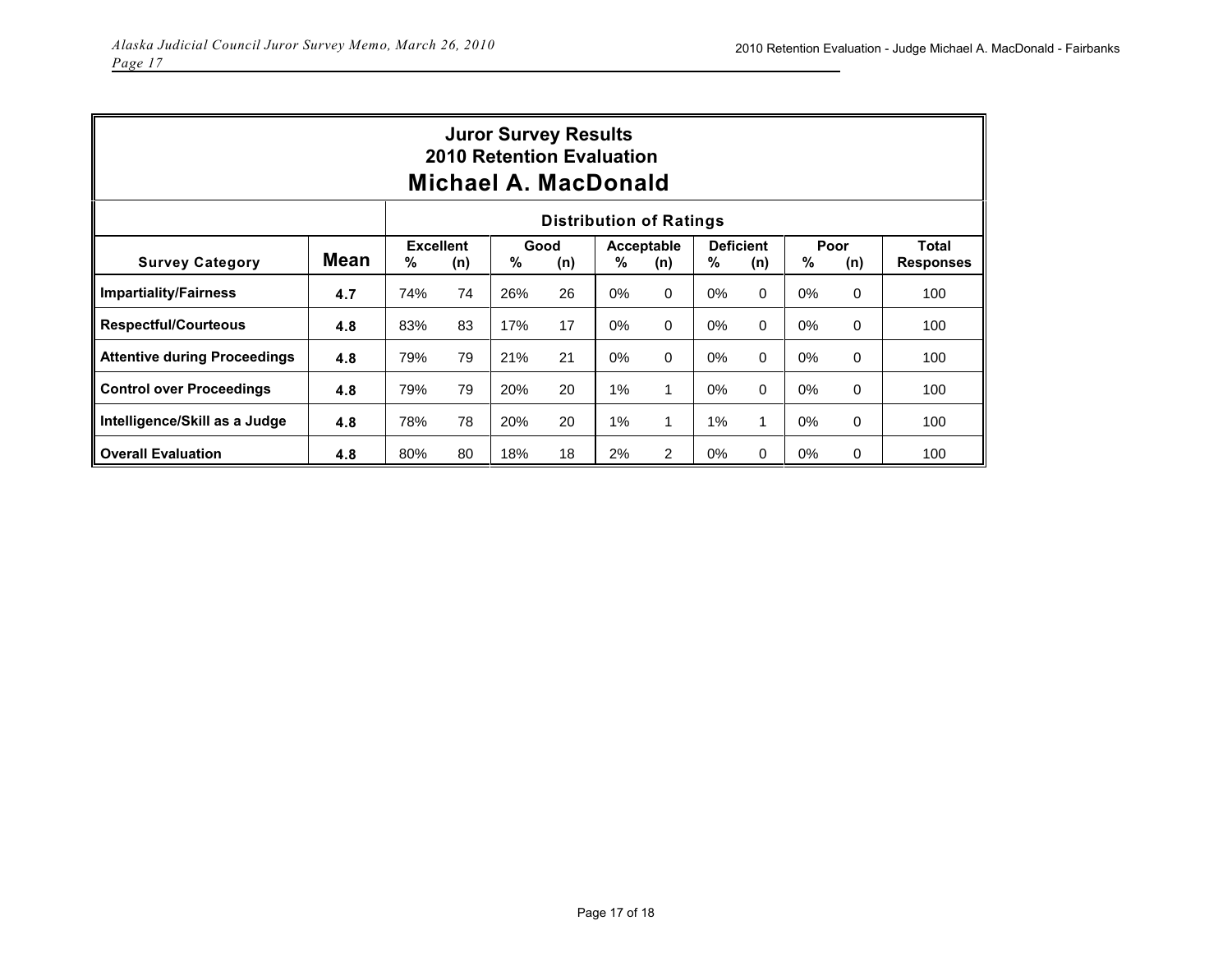## Juror Survey Results
## 2010 Retention Evaluation
# Michael A. MacDonald

| Survey Category | Mean | Distribution of Ratings | | | | | | | | | | |
|---|---|---|---|---|---|---|---|---|---|---|---|---|
| | | Excellent | | Good | | Acceptable | | Deficient | | Poor | | Total Responses |
| | | % | (n) | % | (n) | % | (n) | % | (n) | % | (n) | |
| Impartiality/Fairness | 4.7 | 74% | 74 | 26% | 26 | 0% | 0 | 0% | 0 | 0% | 0 | 100 |
| Respectful/Courteous | 4.8 | 83% | 83 | 17% | 17 | 0% | 0 | 0% | 0 | 0% | 0 | 100 |
| Attentive during Proceedings | 4.8 | 79% | 79 | 21% | 21 | 0% | 0 | 0% | 0 | 0% | 0 | 100 |
| Control over Proceedings | 4.8 | 79% | 79 | 20% | 20 | 1% | 1 | 0% | 0 | 0% | 0 | 100 |
| Intelligence/Skill as a Judge | 4.8 | 78% | 78 | 20% | 20 | 1% | 1 | 1% | 1 | 0% | 0 | 100 |
| Overall Evaluation | 4.8 | 80% | 80 | 18% | 18 | 2% | 2 | 0% | 0 | 0% | 0 | 100 |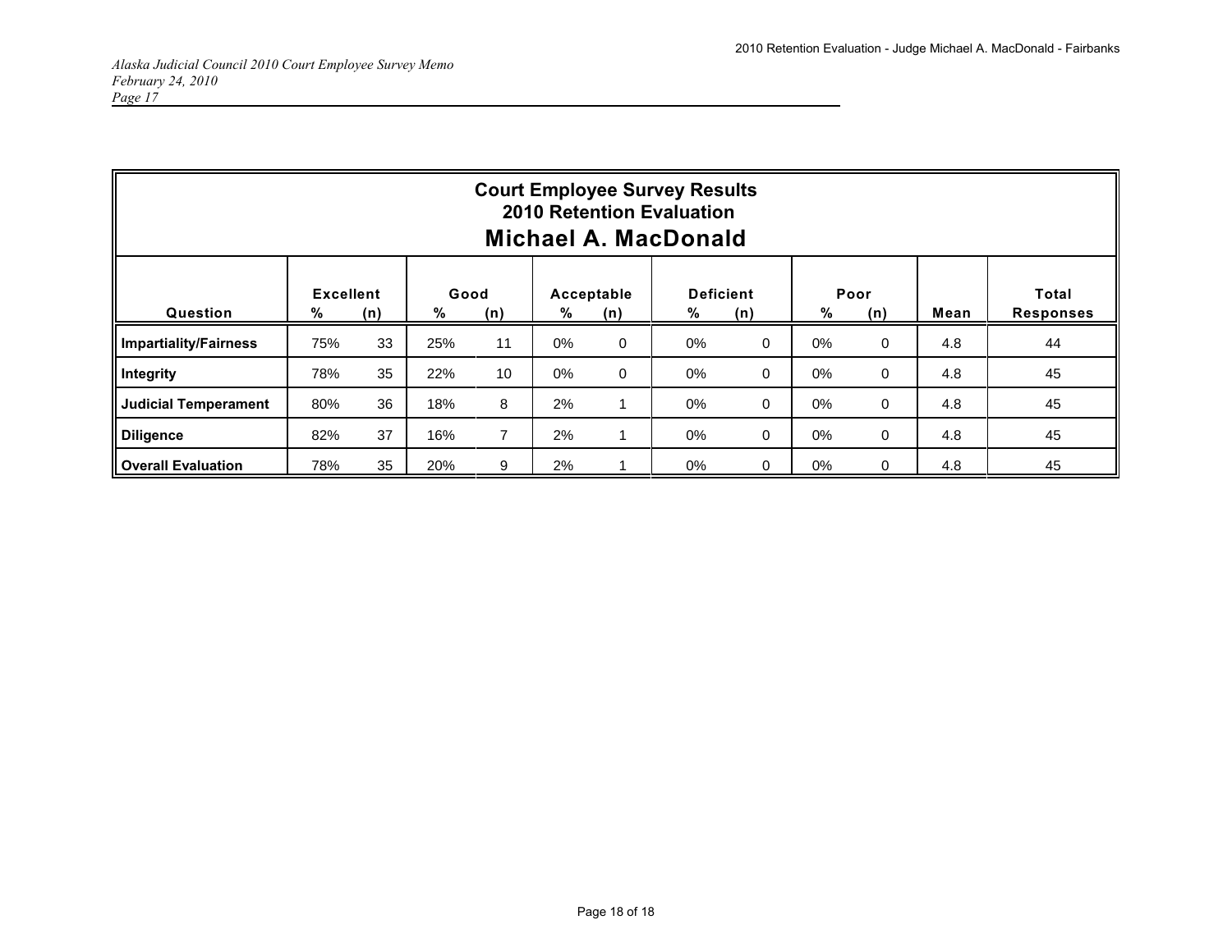*Alaska Judicial Council 2010 Court Employee Survey Memo*
*February 24, 2010*
*Page 17*

## Court Employee Survey Results
### 2010 Retention Evaluation
### Michael A. MacDonald

| Question | Excellent | | Good | | Acceptable | | Deficient | | Poor | | Mean | Total Responses |
|---|---|---|---|---|---|---|---|---|---|---|---|---|
| | % | (n) | % | (n) | % | (n) | % | (n) | % | (n) | | |
| **Impartiality/Fairness** | 75% | 33 | 25% | 11 | 0% | 0 | 0% | 0 | 0% | 0 | 4.8 | 44 |
| **Integrity** | 78% | 35 | 22% | 10 | 0% | 0 | 0% | 0 | 0% | 0 | 4.8 | 45 |
| **Judicial Temperament** | 80% | 36 | 18% | 8 | 2% | 1 | 0% | 0 | 0% | 0 | 4.8 | 45 |
| **Diligence** | 82% | 37 | 16% | 7 | 2% | 1 | 0% | 0 | 0% | 0 | 4.8 | 45 |
| **Overall Evaluation** | 78% | 35 | 20% | 9 | 2% | 1 | 0% | 0 | 0% | 0 | 4.8 | 45 |